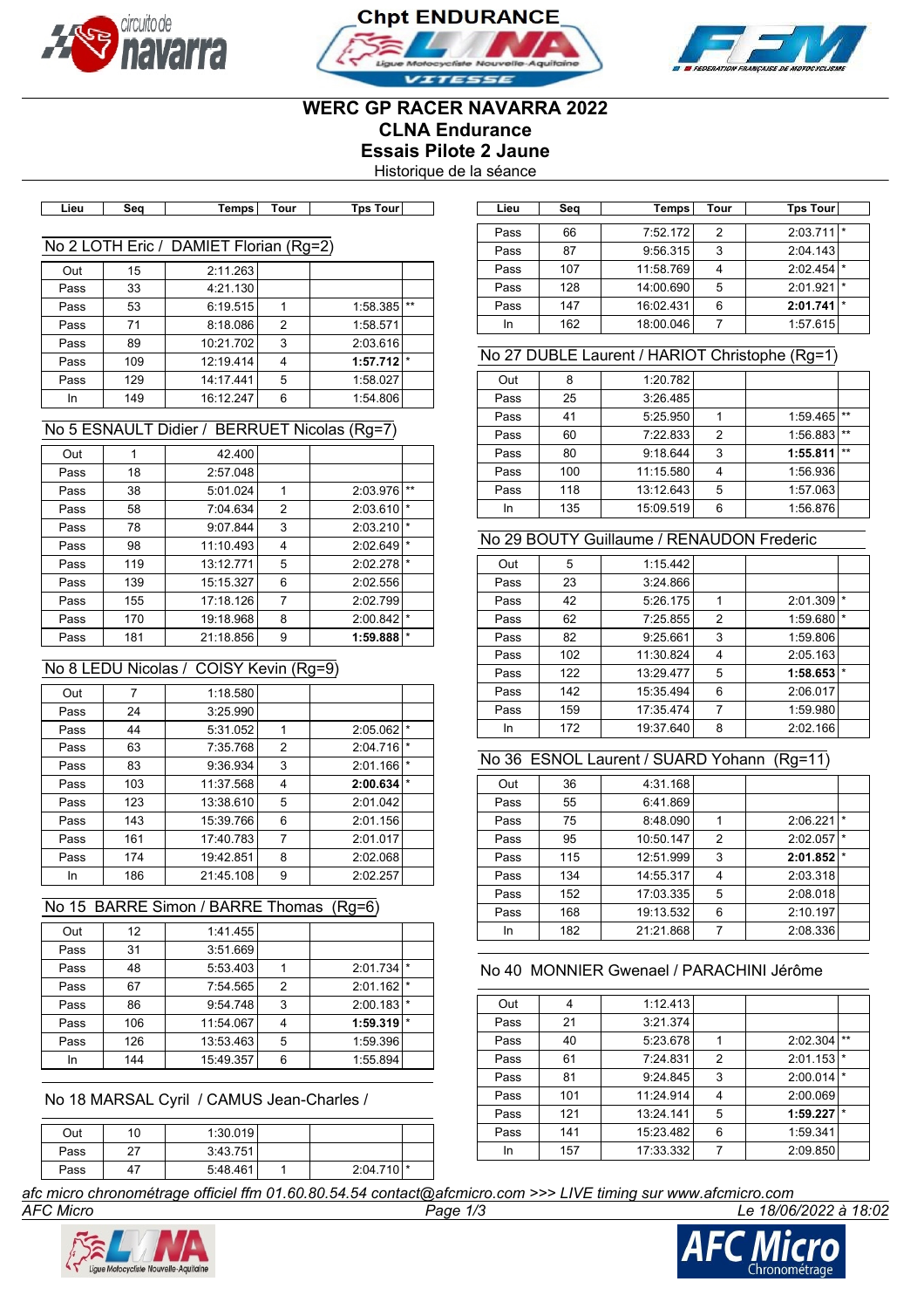# Chpt ENDURANCE

## WERC GP RACER NAVARRA 2022
## CLNA Endurance
## Essais Pilote 2 Jaune

Historique de la séance

### No 2 LOTH Eric / DAMIET Florian (Rg=2)

| Lieu | Seq | Temps | Tour | Tps Tour | |
|---|---|---|---|---|---|
| Out | 15 | 2:11.263 | | | |
| Pass | 33 | 4:21.130 | | | |
| Pass | 53 | 6:19.515 | 1 | 1:58.385 | ** |
| Pass | 71 | 8:18.086 | 2 | 1:58.571 | |
| Pass | 89 | 10:21.702 | 3 | 2:03.616 | |
| Pass | 109 | 12:19.414 | 4 | **1:57.712** | * |
| Pass | 129 | 14:17.441 | 5 | 1:58.027 | |
| In | 149 | 16:12.247 | 6 | 1:54.806 | |

### No 5 ESNAULT Didier / BERRUET Nicolas (Rg=7)

| Lieu | Seq | Temps | Tour | Tps Tour | |
|---|---|---|---|---|---|
| Out | 1 | 42.400 | | | |
| Pass | 18 | 2:57.048 | | | |
| Pass | 38 | 5:01.024 | 1 | 2:03.976 | ** |
| Pass | 58 | 7:04.634 | 2 | 2:03.610 | * |
| Pass | 78 | 9:07.844 | 3 | 2:03.210 | * |
| Pass | 98 | 11:10.493 | 4 | 2:02.649 | * |
| Pass | 119 | 13:12.771 | 5 | 2:02.278 | * |
| Pass | 139 | 15:15.327 | 6 | 2:02.556 | |
| Pass | 155 | 17:18.126 | 7 | 2:02.799 | |
| Pass | 170 | 19:18.968 | 8 | 2:00.842 | * |
| Pass | 181 | 21:18.856 | 9 | **1:59.888** | * |

### No 8 LEDU Nicolas / COISY Kevin (Rg=9)

| Lieu | Seq | Temps | Tour | Tps Tour | |
|---|---|---|---|---|---|
| Out | 7 | 1:18.580 | | | |
| Pass | 24 | 3:25.990 | | | |
| Pass | 44 | 5:31.052 | 1 | 2:05.062 | * |
| Pass | 63 | 7:35.768 | 2 | 2:04.716 | * |
| Pass | 83 | 9:36.934 | 3 | 2:01.166 | * |
| Pass | 103 | 11:37.568 | 4 | **2:00.634** | * |
| Pass | 123 | 13:38.610 | 5 | 2:01.042 | |
| Pass | 143 | 15:39.766 | 6 | 2:01.156 | |
| Pass | 161 | 17:40.783 | 7 | 2:01.017 | |
| Pass | 174 | 19:42.851 | 8 | 2:02.068 | |
| In | 186 | 21:45.108 | 9 | 2:02.257 | |

### No 15 BARRE Simon / BARRE Thomas (Rg=6)

| Lieu | Seq | Temps | Tour | Tps Tour | |
|---|---|---|---|---|---|
| Out | 12 | 1:41.455 | | | |
| Pass | 31 | 3:51.669 | | | |
| Pass | 48 | 5:53.403 | 1 | 2:01.734 | * |
| Pass | 67 | 7:54.565 | 2 | 2:01.162 | * |
| Pass | 86 | 9:54.748 | 3 | 2:00.183 | * |
| Pass | 106 | 11:54.067 | 4 | **1:59.319** | * |
| Pass | 126 | 13:53.463 | 5 | 1:59.396 | |
| In | 144 | 15:49.357 | 6 | 1:55.894 | |

### No 18 MARSAL Cyril / CAMUS Jean-Charles /

| Lieu | Seq | Temps | Tour | Tps Tour | |
|---|---|---|---|---|---|
| Out | 10 | 1:30.019 | | | |
| Pass | 27 | 3:43.751 | | | |
| Pass | 47 | 5:48.461 | 1 | 2:04.710 | * |
| Pass | 66 | 7:52.172 | 2 | 2:03.711 | * |
| Pass | 87 | 9:56.315 | 3 | 2:04.143 | |
| Pass | 107 | 11:58.769 | 4 | 2:02.454 | * |
| Pass | 128 | 14:00.690 | 5 | 2:01.921 | * |
| Pass | 147 | 16:02.431 | 6 | **2:01.741** | * |
| In | 162 | 18:00.046 | 7 | 1:57.615 | |

### No 27 DUBLE Laurent / HARIOT Christophe (Rg=1)

| Lieu | Seq | Temps | Tour | Tps Tour | |
|---|---|---|---|---|---|
| Out | 8 | 1:20.782 | | | |
| Pass | 25 | 3:26.485 | | | |
| Pass | 41 | 5:25.950 | 1 | 1:59.465 | ** |
| Pass | 60 | 7:22.833 | 2 | 1:56.883 | ** |
| Pass | 80 | 9:18.644 | 3 | **1:55.811** | ** |
| Pass | 100 | 11:15.580 | 4 | 1:56.936 | |
| Pass | 118 | 13:12.643 | 5 | 1:57.063 | |
| In | 135 | 15:09.519 | 6 | 1:56.876 | |

### No 29 BOUTY Guillaume / RENAUDON Frederic

| Lieu | Seq | Temps | Tour | Tps Tour | |
|---|---|---|---|---|---|
| Out | 5 | 1:15.442 | | | |
| Pass | 23 | 3:24.866 | | | |
| Pass | 42 | 5:26.175 | 1 | 2:01.309 | * |
| Pass | 62 | 7:25.855 | 2 | 1:59.680 | * |
| Pass | 82 | 9:25.661 | 3 | 1:59.806 | |
| Pass | 102 | 11:30.824 | 4 | 2:05.163 | |
| Pass | 122 | 13:29.477 | 5 | **1:58.653** | * |
| Pass | 142 | 15:35.494 | 6 | 2:06.017 | |
| Pass | 159 | 17:35.474 | 7 | 1:59.980 | |
| In | 172 | 19:37.640 | 8 | 2:02.166 | |

### No 36 ESNOL Laurent / SUARD Yohann (Rg=11)

| Lieu | Seq | Temps | Tour | Tps Tour | |
|---|---|---|---|---|---|
| Out | 36 | 4:31.168 | | | |
| Pass | 55 | 6:41.869 | | | |
| Pass | 75 | 8:48.090 | 1 | 2:06.221 | * |
| Pass | 95 | 10:50.147 | 2 | 2:02.057 | * |
| Pass | 115 | 12:51.999 | 3 | **2:01.852** | * |
| Pass | 134 | 14:55.317 | 4 | 2:03.318 | |
| Pass | 152 | 17:03.335 | 5 | 2:08.018 | |
| Pass | 168 | 19:13.532 | 6 | 2:10.197 | |
| In | 182 | 21:21.868 | 7 | 2:08.336 | |

### No 40 MONNIER Gwenael / PARACHINI Jérôme

| Lieu | Seq | Temps | Tour | Tps Tour | |
|---|---|---|---|---|---|
| Out | 4 | 1:12.413 | | | |
| Pass | 21 | 3:21.374 | | | |
| Pass | 40 | 5:23.678 | 1 | 2:02.304 | ** |
| Pass | 61 | 7:24.831 | 2 | 2:01.153 | * |
| Pass | 81 | 9:24.845 | 3 | 2:00.014 | * |
| Pass | 101 | 11:24.914 | 4 | 2:00.069 | |
| Pass | 121 | 13:24.141 | 5 | **1:59.227** | * |
| Pass | 141 | 15:23.482 | 6 | 1:59.341 | |
| In | 157 | 17:33.332 | 7 | 2:09.850 | |

*afc micro chronométrage officiel ffm 01.60.80.54.54 contact@afcmicro.com >>> LIVE timing sur www.afcmicro.com*

*AFC Micro* — Le 18/06/2022 à 18:02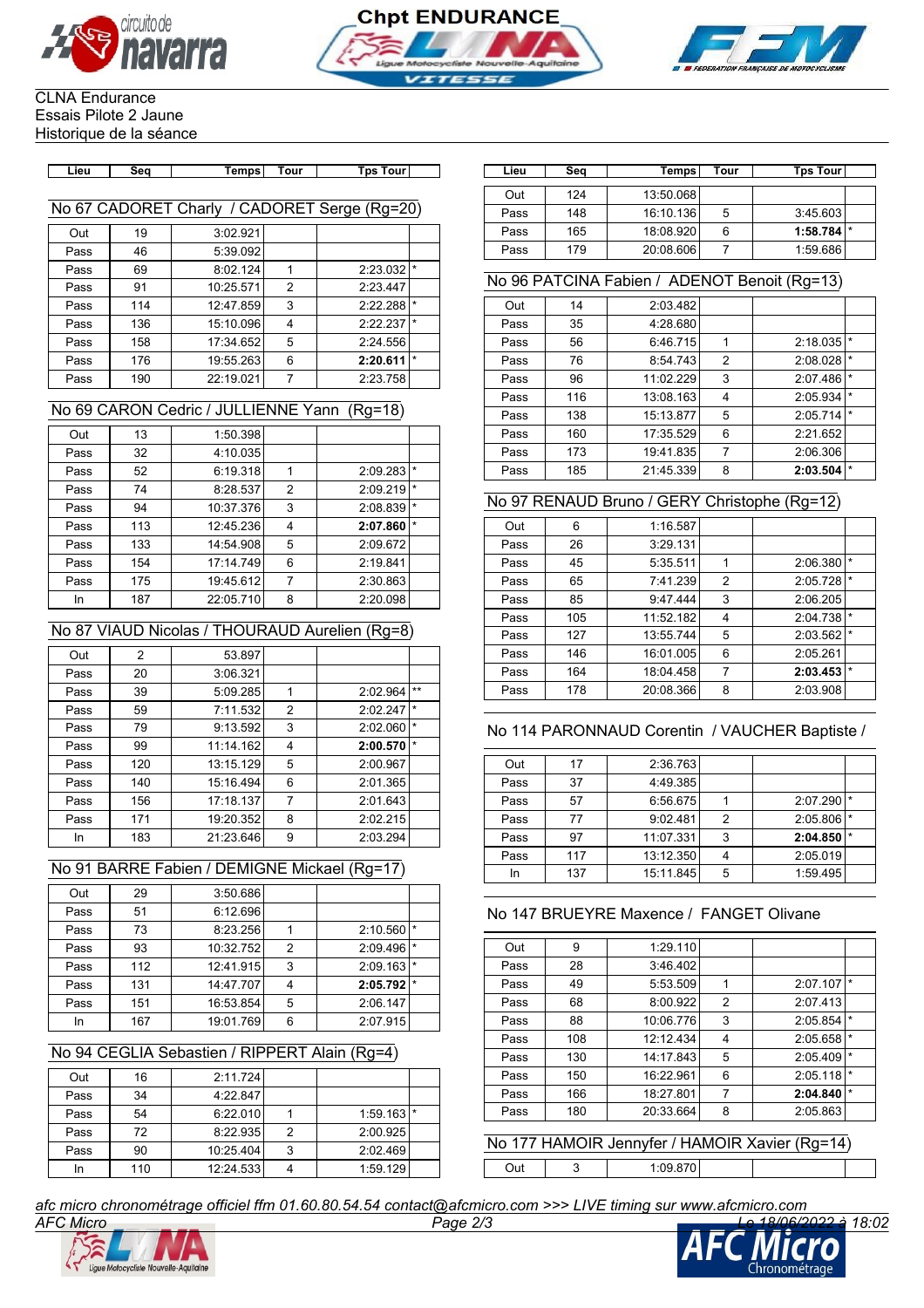Chpt ENDURANCE

CLNA Endurance
Essais Pilote 2 Jaune
Historique de la séance

## No 67 CADORET Charly / CADORET Serge (Rg=20)

| Lieu | Seq | Temps | Tour | Tps Tour | |
|---|---|---|---|---|---|
| Out | 19 | 3:02.921 | | | |
| Pass | 46 | 5:39.092 | | | |
| Pass | 69 | 8:02.124 | 1 | 2:23.032 | * |
| Pass | 91 | 10:25.571 | 2 | 2:23.447 | |
| Pass | 114 | 12:47.859 | 3 | 2:22.288 | * |
| Pass | 136 | 15:10.096 | 4 | 2:22.237 | * |
| Pass | 158 | 17:34.652 | 5 | 2:24.556 | |
| Pass | 176 | 19:55.263 | 6 | **2:20.611** | * |
| Pass | 190 | 22:19.021 | 7 | 2:23.758 | |

## No 69 CARON Cedric / JULLIENNE Yann (Rg=18)

| Lieu | Seq | Temps | Tour | Tps Tour | |
|---|---|---|---|---|---|
| Out | 13 | 1:50.398 | | | |
| Pass | 32 | 4:10.035 | | | |
| Pass | 52 | 6:19.318 | 1 | 2:09.283 | * |
| Pass | 74 | 8:28.537 | 2 | 2:09.219 | * |
| Pass | 94 | 10:37.376 | 3 | 2:08.839 | * |
| Pass | 113 | 12:45.236 | 4 | **2:07.860** | * |
| Pass | 133 | 14:54.908 | 5 | 2:09.672 | |
| Pass | 154 | 17:14.749 | 6 | 2:19.841 | |
| Pass | 175 | 19:45.612 | 7 | 2:30.863 | |
| In | 187 | 22:05.710 | 8 | 2:20.098 | |

## No 87 VIAUD Nicolas / THOURAUD Aurelien (Rg=8)

| Lieu | Seq | Temps | Tour | Tps Tour | |
|---|---|---|---|---|---|
| Out | 2 | 53.897 | | | |
| Pass | 20 | 3:06.321 | | | |
| Pass | 39 | 5:09.285 | 1 | 2:02.964 | ** |
| Pass | 59 | 7:11.532 | 2 | 2:02.247 | * |
| Pass | 79 | 9:13.592 | 3 | 2:02.060 | * |
| Pass | 99 | 11:14.162 | 4 | **2:00.570** | * |
| Pass | 120 | 13:15.129 | 5 | 2:00.967 | |
| Pass | 140 | 15:16.494 | 6 | 2:01.365 | |
| Pass | 156 | 17:18.137 | 7 | 2:01.643 | |
| Pass | 171 | 19:20.352 | 8 | 2:02.215 | |
| In | 183 | 21:23.646 | 9 | 2:03.294 | |

## No 91 BARRE Fabien / DEMIGNE Mickael (Rg=17)

| Lieu | Seq | Temps | Tour | Tps Tour | |
|---|---|---|---|---|---|
| Out | 29 | 3:50.686 | | | |
| Pass | 51 | 6:12.696 | | | |
| Pass | 73 | 8:23.256 | 1 | 2:10.560 | * |
| Pass | 93 | 10:32.752 | 2 | 2:09.496 | * |
| Pass | 112 | 12:41.915 | 3 | 2:09.163 | * |
| Pass | 131 | 14:47.707 | 4 | **2:05.792** | * |
| Pass | 151 | 16:53.854 | 5 | 2:06.147 | |
| In | 167 | 19:01.769 | 6 | 2:07.915 | |

## No 94 CEGLIA Sebastien / RIPPERT Alain (Rg=4)

| Lieu | Seq | Temps | Tour | Tps Tour | |
|---|---|---|---|---|---|
| Out | 16 | 2:11.724 | | | |
| Pass | 34 | 4:22.847 | | | |
| Pass | 54 | 6:22.010 | 1 | 1:59.163 | * |
| Pass | 72 | 8:22.935 | 2 | 2:00.925 | |
| Pass | 90 | 10:25.404 | 3 | 2:02.469 | |
| In | 110 | 12:24.533 | 4 | 1:59.129 | |
| Out | 124 | 13:50.068 | | | |
| Pass | 148 | 16:10.136 | 5 | 3:45.603 | |
| Pass | 165 | 18:08.920 | 6 | **1:58.784** | * |
| Pass | 179 | 20:08.606 | 7 | 1:59.686 | |

## No 96 PATCINA Fabien / ADENOT Benoit (Rg=13)

| Lieu | Seq | Temps | Tour | Tps Tour | |
|---|---|---|---|---|---|
| Out | 14 | 2:03.482 | | | |
| Pass | 35 | 4:28.680 | | | |
| Pass | 56 | 6:46.715 | 1 | 2:18.035 | * |
| Pass | 76 | 8:54.743 | 2 | 2:08.028 | * |
| Pass | 96 | 11:02.229 | 3 | 2:07.486 | * |
| Pass | 116 | 13:08.163 | 4 | 2:05.934 | * |
| Pass | 138 | 15:13.877 | 5 | 2:05.714 | * |
| Pass | 160 | 17:35.529 | 6 | 2:21.652 | |
| Pass | 173 | 19:41.835 | 7 | 2:06.306 | |
| Pass | 185 | 21:45.339 | 8 | **2:03.504** | * |

## No 97 RENAUD Bruno / GERY Christophe (Rg=12)

| Lieu | Seq | Temps | Tour | Tps Tour | |
|---|---|---|---|---|---|
| Out | 6 | 1:16.587 | | | |
| Pass | 26 | 3:29.131 | | | |
| Pass | 45 | 5:35.511 | 1 | 2:06.380 | * |
| Pass | 65 | 7:41.239 | 2 | 2:05.728 | * |
| Pass | 85 | 9:47.444 | 3 | 2:06.205 | |
| Pass | 105 | 11:52.182 | 4 | 2:04.738 | * |
| Pass | 127 | 13:55.744 | 5 | 2:03.562 | * |
| Pass | 146 | 16:01.005 | 6 | 2:05.261 | |
| Pass | 164 | 18:04.458 | 7 | **2:03.453** | * |
| Pass | 178 | 20:08.366 | 8 | 2:03.908 | |

## No 114 PARONNAUD Corentin / VAUCHER Baptiste /

| Lieu | Seq | Temps | Tour | Tps Tour | |
|---|---|---|---|---|---|
| Out | 17 | 2:36.763 | | | |
| Pass | 37 | 4:49.385 | | | |
| Pass | 57 | 6:56.675 | 1 | 2:07.290 | * |
| Pass | 77 | 9:02.481 | 2 | 2:05.806 | * |
| Pass | 97 | 11:07.331 | 3 | **2:04.850** | * |
| Pass | 117 | 13:12.350 | 4 | 2:05.019 | |
| In | 137 | 15:11.845 | 5 | 1:59.495 | |

## No 147 BRUEYRE Maxence / FANGET Olivane

| Lieu | Seq | Temps | Tour | Tps Tour | |
|---|---|---|---|---|---|
| Out | 9 | 1:29.110 | | | |
| Pass | 28 | 3:46.402 | | | |
| Pass | 49 | 5:53.509 | 1 | 2:07.107 | * |
| Pass | 68 | 8:00.922 | 2 | 2:07.413 | |
| Pass | 88 | 10:06.776 | 3 | 2:05.854 | * |
| Pass | 108 | 12:12.434 | 4 | 2:05.658 | * |
| Pass | 130 | 14:17.843 | 5 | 2:05.409 | * |
| Pass | 150 | 16:22.961 | 6 | 2:05.118 | * |
| Pass | 166 | 18:27.801 | 7 | **2:04.840** | * |
| Pass | 180 | 20:33.664 | 8 | 2:05.863 | |

## No 177 HAMOIR Jennyfer / HAMOIR Xavier (Rg=14)

| Lieu | Seq | Temps | Tour | Tps Tour | |
|---|---|---|---|---|---|
| Out | 3 | 1:09.870 | | | |

*afc micro chronométrage officiel ffm 01.60.80.54.54 contact@afcmicro.com >>> LIVE timing sur www.afcmicro.com*
*AFC Micro* — *Le 18/06/2022 à 18:02*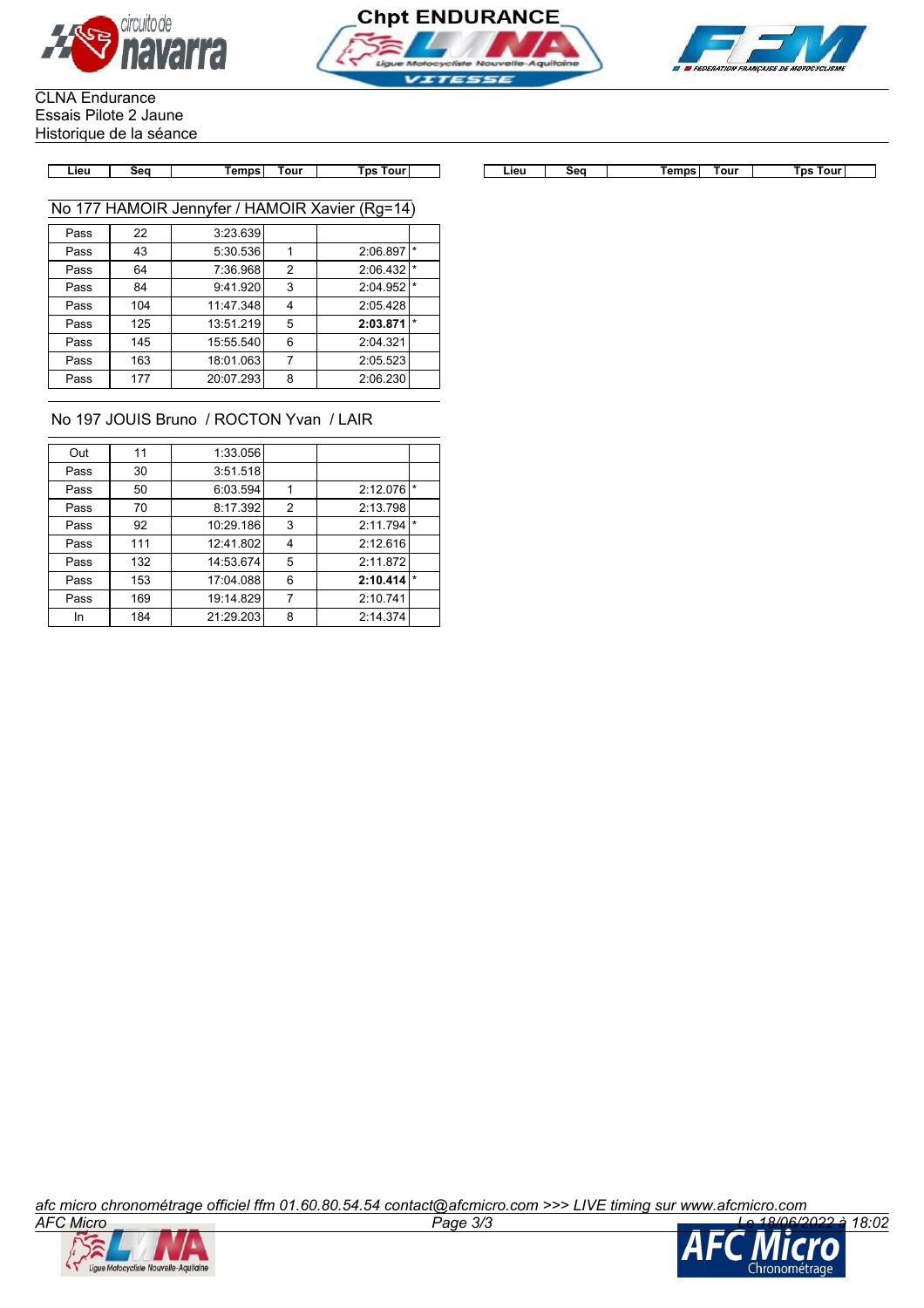Chpt ENDURANCE

CLNA Endurance
Essais Pilote 2 Jaune
Historique de la séance

## No 177 HAMOIR Jennyfer / HAMOIR Xavier (Rg=14)

| Lieu | Seq | Temps | Tour | Tps Tour | |
|---|---|---|---|---|---|
| Pass | 22 | 3:23.639 | | | |
| Pass | 43 | 5:30.536 | 1 | 2:06.897 | * |
| Pass | 64 | 7:36.968 | 2 | 2:06.432 | * |
| Pass | 84 | 9:41.920 | 3 | 2:04.952 | * |
| Pass | 104 | 11:47.348 | 4 | 2:05.428 | |
| Pass | 125 | 13:51.219 | 5 | **2:03.871** | * |
| Pass | 145 | 15:55.540 | 6 | 2:04.321 | |
| Pass | 163 | 18:01.063 | 7 | 2:05.523 | |
| Pass | 177 | 20:07.293 | 8 | 2:06.230 | |

## No 197 JOUIS Bruno / ROCTON Yvan / LAIR

| Lieu | Seq | Temps | Tour | Tps Tour | |
|---|---|---|---|---|---|
| Out | 11 | 1:33.056 | | | |
| Pass | 30 | 3:51.518 | | | |
| Pass | 50 | 6:03.594 | 1 | 2:12.076 | * |
| Pass | 70 | 8:17.392 | 2 | 2:13.798 | |
| Pass | 92 | 10:29.186 | 3 | 2:11.794 | * |
| Pass | 111 | 12:41.802 | 4 | 2:12.616 | |
| Pass | 132 | 14:53.674 | 5 | 2:11.872 | |
| Pass | 153 | 17:04.088 | 6 | **2:10.414** | * |
| Pass | 169 | 19:14.829 | 7 | 2:10.741 | |
| In | 184 | 21:29.203 | 8 | 2:14.374 | |

*afc micro chronométrage officiel ffm 01.60.80.54.54 contact@afcmicro.com >>> LIVE timing sur www.afcmicro.com*

*AFC Micro* — *Le 18/06/2022 à 18:02*